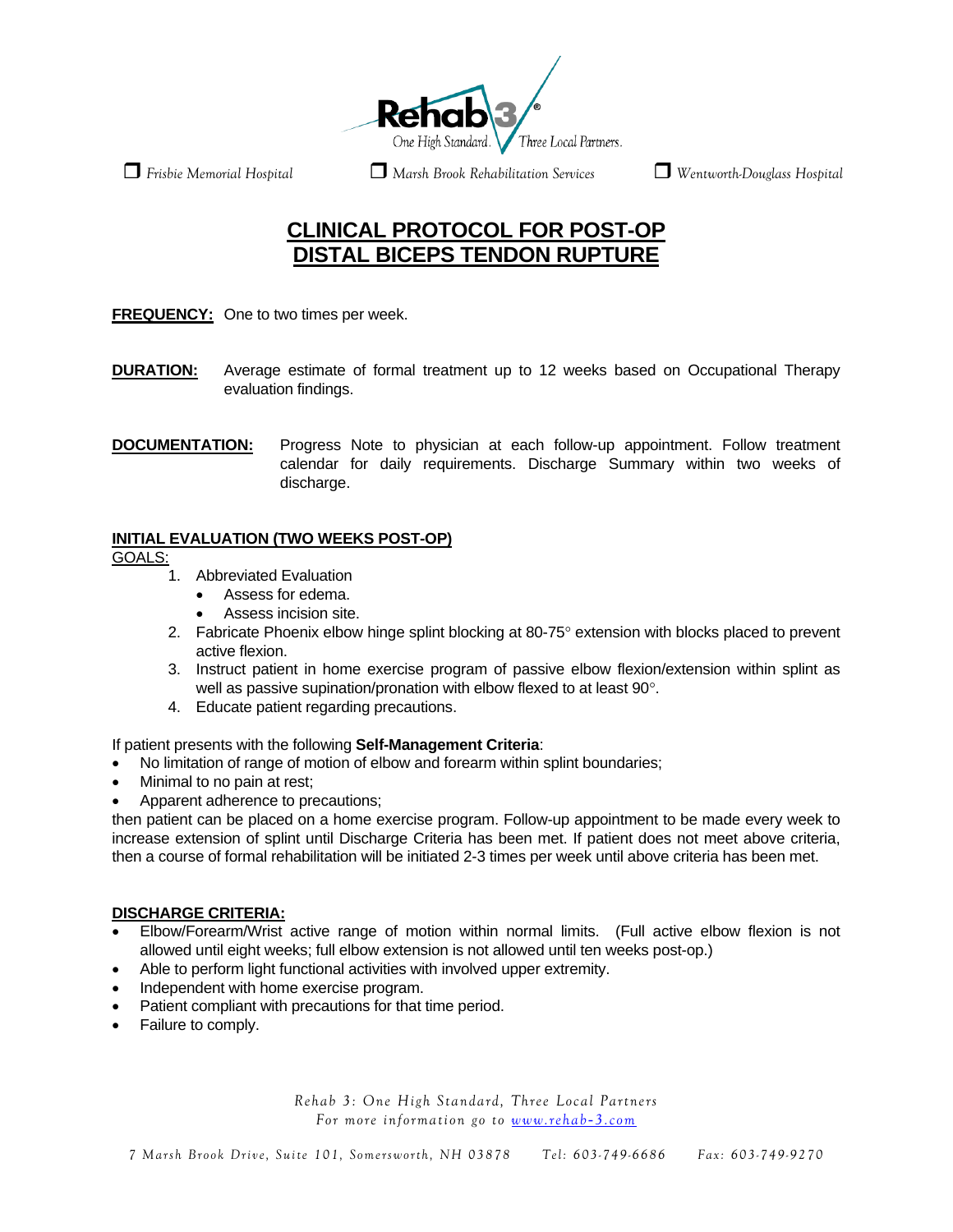Rehab 3®

One High Standard. Three Local Partners.

❒ *Frisbie Memorial Hospital* ❒ *Marsh Brook Rehabilitation Services* ❒ *Wentworth-Douglass Hospital*

# CLINICAL PROTOCOL FOR POST-OP DISTAL BICEPS TENDON RUPTURE

**FREQUENCY:** One to two times per week.

**DURATION:** Average estimate of formal treatment up to 12 weeks based on Occupational Therapy evaluation findings.

**DOCUMENTATION:** Progress Note to physician at each follow-up appointment. Follow treatment calendar for daily requirements. Discharge Summary within two weeks of discharge.

**INITIAL EVALUATION (TWO WEEKS POST-OP)**

GOALS:

1. Abbreviated Evaluation
   - Assess for edema.
   - Assess incision site.
2. Fabricate Phoenix elbow hinge splint blocking at 80-75° extension with blocks placed to prevent active flexion.
3. Instruct patient in home exercise program of passive elbow flexion/extension within splint as well as passive supination/pronation with elbow flexed to at least 90°.
4. Educate patient regarding precautions.

If patient presents with the following **Self-Management Criteria**:

- No limitation of range of motion of elbow and forearm within splint boundaries;
- Minimal to no pain at rest;
- Apparent adherence to precautions;

then patient can be placed on a home exercise program. Follow-up appointment to be made every week to increase extension of splint until Discharge Criteria has been met. If patient does not meet above criteria, then a course of formal rehabilitation will be initiated 2-3 times per week until above criteria has been met.

**DISCHARGE CRITERIA:**

- Elbow/Forearm/Wrist active range of motion within normal limits. (Full active elbow flexion is not allowed until eight weeks; full elbow extension is not allowed until ten weeks post-op.)
- Able to perform light functional activities with involved upper extremity.
- Independent with home exercise program.
- Patient compliant with precautions for that time period.
- Failure to comply.

*Rehab 3: One High Standard, Three Local Partners*
*For more information go to www.rehab-3.com*

*7 Marsh Brook Drive, Suite 101, Somersworth, NH 03878 Tel: 603-749-6686 Fax: 603-749-9270*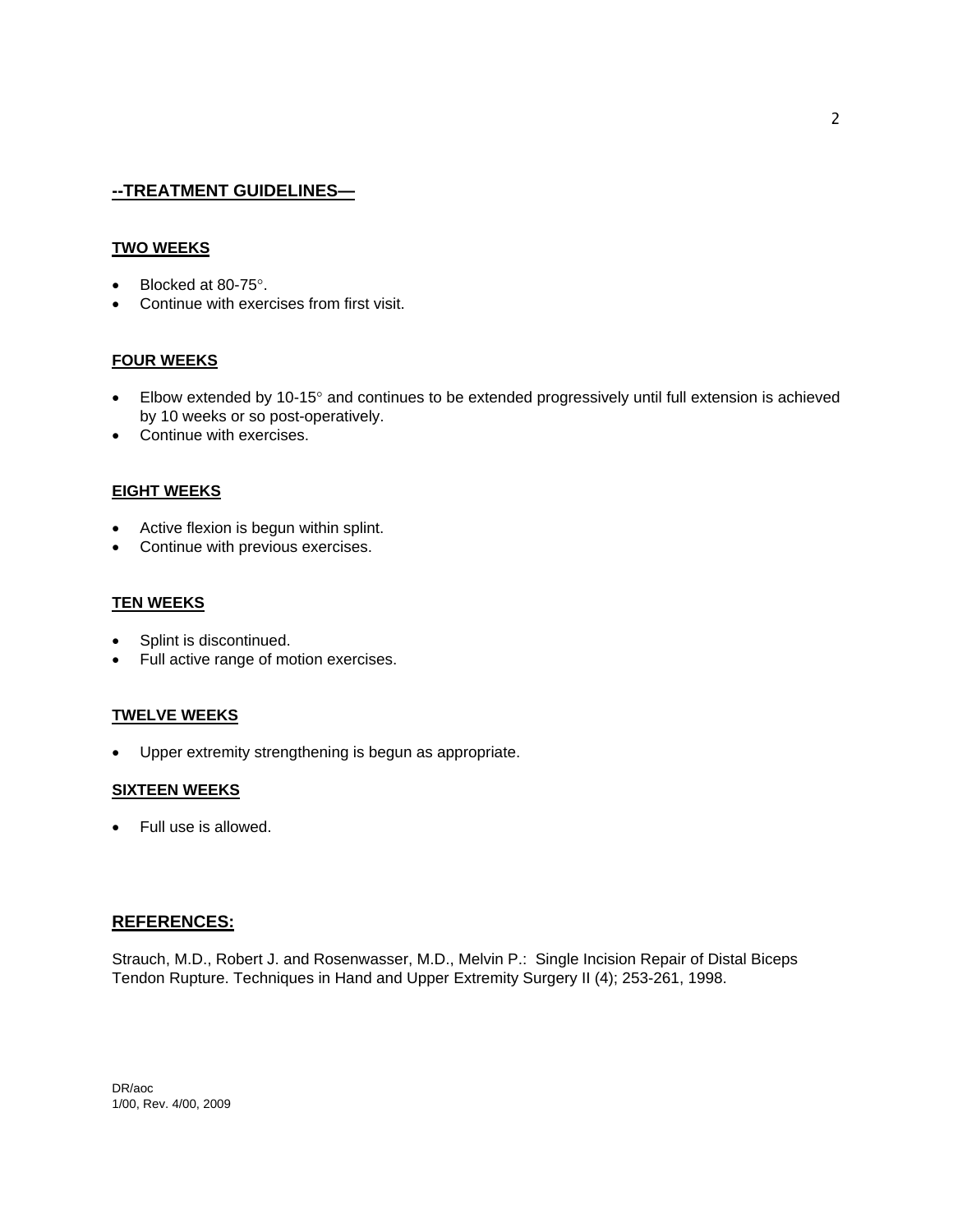## --TREATMENT GUIDELINES—

### TWO WEEKS

- Blocked at 80-75°.
- Continue with exercises from first visit.

### FOUR WEEKS

- Elbow extended by 10-15° and continues to be extended progressively until full extension is achieved by 10 weeks or so post-operatively.
- Continue with exercises.

### EIGHT WEEKS

- Active flexion is begun within splint.
- Continue with previous exercises.

### TEN WEEKS

- Splint is discontinued.
- Full active range of motion exercises.

### TWELVE WEEKS

- Upper extremity strengthening is begun as appropriate.

### SIXTEEN WEEKS

- Full use is allowed.

## REFERENCES:

Strauch, M.D., Robert J. and Rosenwasser, M.D., Melvin P.: Single Incision Repair of Distal Biceps Tendon Rupture. Techniques in Hand and Upper Extremity Surgery II (4); 253-261, 1998.

DR/aoc
1/00, Rev. 4/00, 2009